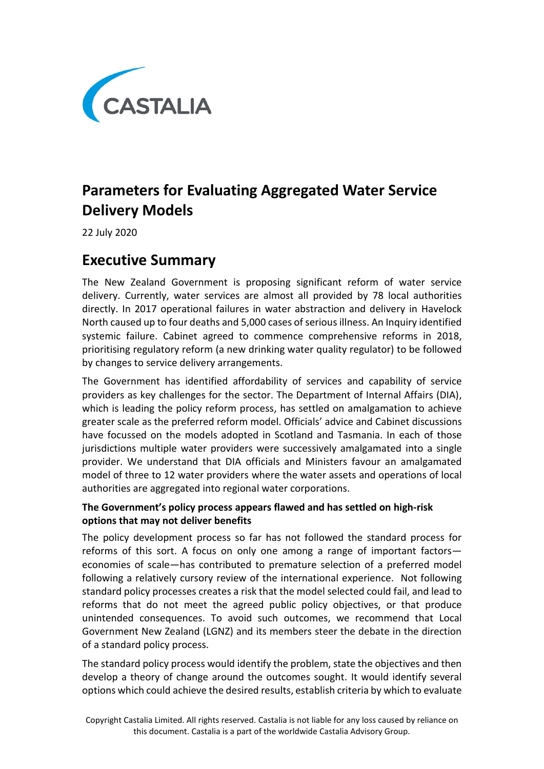CASTALIA

# Parameters for Evaluating Aggregated Water Service Delivery Models

22 July 2020

## Executive Summary

The New Zealand Government is proposing significant reform of water service delivery. Currently, water services are almost all provided by 78 local authorities directly. In 2017 operational failures in water abstraction and delivery in Havelock North caused up to four deaths and 5,000 cases of serious illness. An Inquiry identified systemic failure. Cabinet agreed to commence comprehensive reforms in 2018, prioritising regulatory reform (a new drinking water quality regulator) to be followed by changes to service delivery arrangements.

The Government has identified affordability of services and capability of service providers as key challenges for the sector. The Department of Internal Affairs (DIA), which is leading the policy reform process, has settled on amalgamation to achieve greater scale as the preferred reform model. Officials' advice and Cabinet discussions have focussed on the models adopted in Scotland and Tasmania. In each of those jurisdictions multiple water providers were successively amalgamated into a single provider. We understand that DIA officials and Ministers favour an amalgamated model of three to 12 water providers where the water assets and operations of local authorities are aggregated into regional water corporations.

### The Government's policy process appears flawed and has settled on high-risk options that may not deliver benefits

The policy development process so far has not followed the standard process for reforms of this sort. A focus on only one among a range of important factors—economies of scale—has contributed to premature selection of a preferred model following a relatively cursory review of the international experience. Not following standard policy processes creates a risk that the model selected could fail, and lead to reforms that do not meet the agreed public policy objectives, or that produce unintended consequences. To avoid such outcomes, we recommend that Local Government New Zealand (LGNZ) and its members steer the debate in the direction of a standard policy process.

The standard policy process would identify the problem, state the objectives and then develop a theory of change around the outcomes sought. It would identify several options which could achieve the desired results, establish criteria by which to evaluate

Copyright Castalia Limited. All rights reserved. Castalia is not liable for any loss caused by reliance on this document. Castalia is a part of the worldwide Castalia Advisory Group.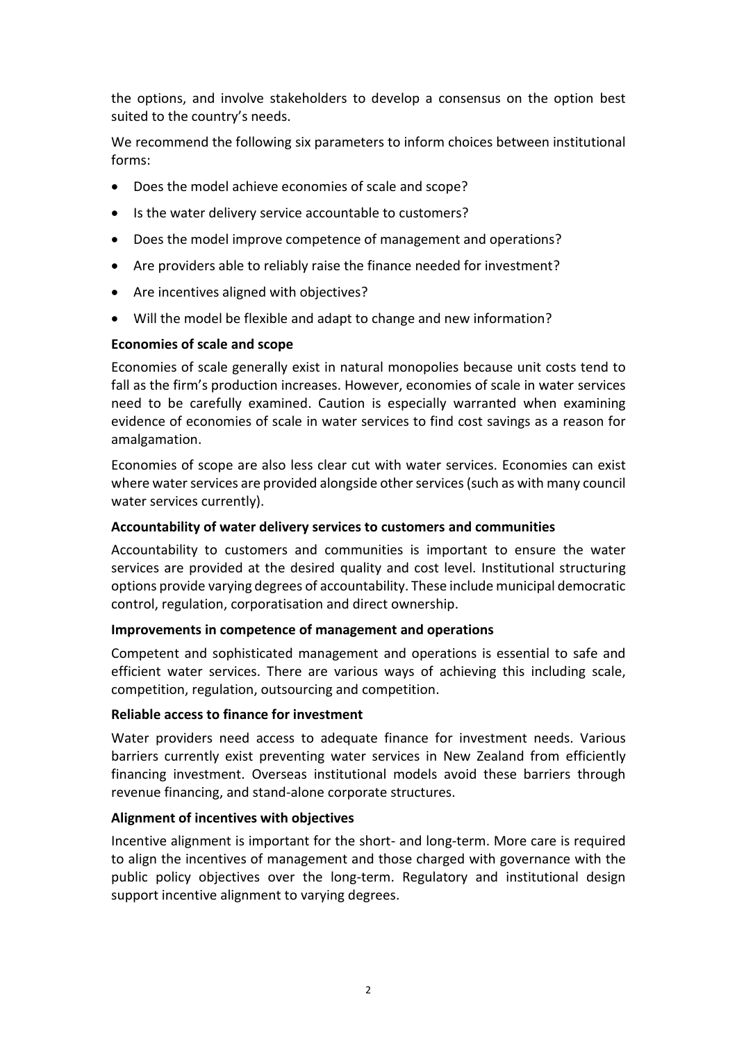the options, and involve stakeholders to develop a consensus on the option best suited to the country's needs.

We recommend the following six parameters to inform choices between institutional forms:

- Does the model achieve economies of scale and scope?
- Is the water delivery service accountable to customers?
- Does the model improve competence of management and operations?
- Are providers able to reliably raise the finance needed for investment?
- Are incentives aligned with objectives?
- Will the model be flexible and adapt to change and new information?

**Economies of scale and scope**

Economies of scale generally exist in natural monopolies because unit costs tend to fall as the firm's production increases. However, economies of scale in water services need to be carefully examined. Caution is especially warranted when examining evidence of economies of scale in water services to find cost savings as a reason for amalgamation.

Economies of scope are also less clear cut with water services. Economies can exist where water services are provided alongside other services (such as with many council water services currently).

**Accountability of water delivery services to customers and communities**

Accountability to customers and communities is important to ensure the water services are provided at the desired quality and cost level. Institutional structuring options provide varying degrees of accountability. These include municipal democratic control, regulation, corporatisation and direct ownership.

**Improvements in competence of management and operations**

Competent and sophisticated management and operations is essential to safe and efficient water services. There are various ways of achieving this including scale, competition, regulation, outsourcing and competition.

**Reliable access to finance for investment**

Water providers need access to adequate finance for investment needs. Various barriers currently exist preventing water services in New Zealand from efficiently financing investment. Overseas institutional models avoid these barriers through revenue financing, and stand-alone corporate structures.

**Alignment of incentives with objectives**

Incentive alignment is important for the short- and long-term. More care is required to align the incentives of management and those charged with governance with the public policy objectives over the long-term. Regulatory and institutional design support incentive alignment to varying degrees.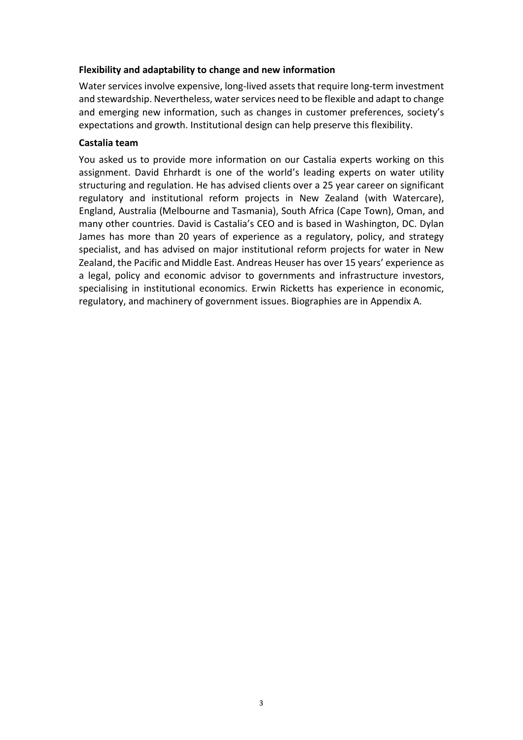**Flexibility and adaptability to change and new information**

Water services involve expensive, long-lived assets that require long-term investment and stewardship. Nevertheless, water services need to be flexible and adapt to change and emerging new information, such as changes in customer preferences, society's expectations and growth. Institutional design can help preserve this flexibility.

**Castalia team**

You asked us to provide more information on our Castalia experts working on this assignment. David Ehrhardt is one of the world's leading experts on water utility structuring and regulation. He has advised clients over a 25 year career on significant regulatory and institutional reform projects in New Zealand (with Watercare), England, Australia (Melbourne and Tasmania), South Africa (Cape Town), Oman, and many other countries. David is Castalia's CEO and is based in Washington, DC. Dylan James has more than 20 years of experience as a regulatory, policy, and strategy specialist, and has advised on major institutional reform projects for water in New Zealand, the Pacific and Middle East. Andreas Heuser has over 15 years' experience as a legal, policy and economic advisor to governments and infrastructure investors, specialising in institutional economics. Erwin Ricketts has experience in economic, regulatory, and machinery of government issues. Biographies are in Appendix A.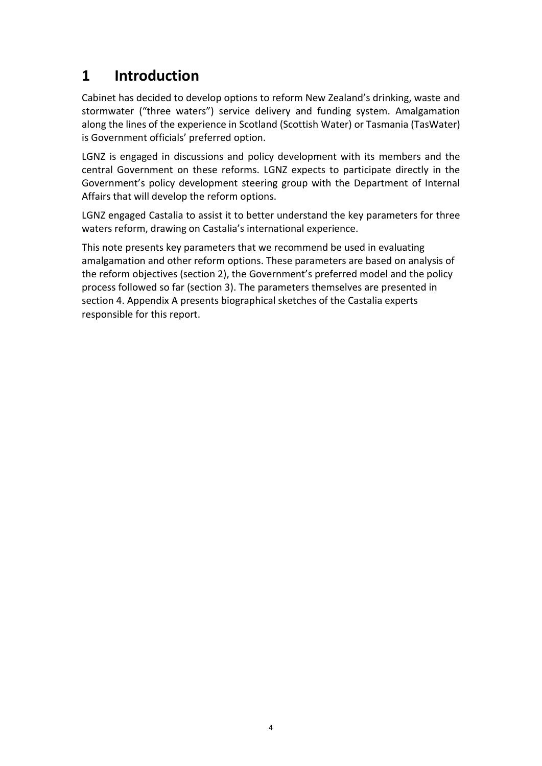# 1 Introduction

Cabinet has decided to develop options to reform New Zealand's drinking, waste and stormwater ("three waters") service delivery and funding system. Amalgamation along the lines of the experience in Scotland (Scottish Water) or Tasmania (TasWater) is Government officials' preferred option.

LGNZ is engaged in discussions and policy development with its members and the central Government on these reforms. LGNZ expects to participate directly in the Government's policy development steering group with the Department of Internal Affairs that will develop the reform options.

LGNZ engaged Castalia to assist it to better understand the key parameters for three waters reform, drawing on Castalia's international experience.

This note presents key parameters that we recommend be used in evaluating amalgamation and other reform options. These parameters are based on analysis of the reform objectives (section 2), the Government's preferred model and the policy process followed so far (section 3). The parameters themselves are presented in section 4. Appendix A presents biographical sketches of the Castalia experts responsible for this report.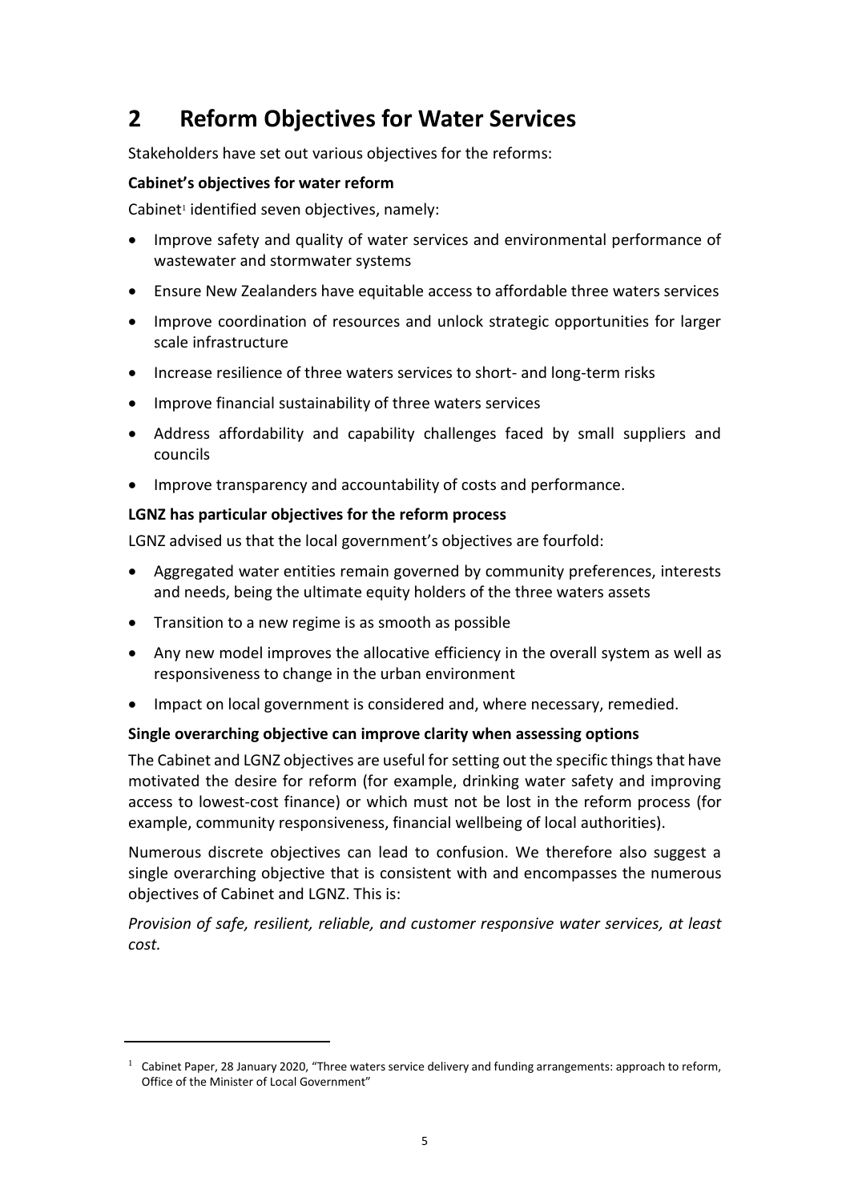# 2 Reform Objectives for Water Services

Stakeholders have set out various objectives for the reforms:

**Cabinet's objectives for water reform**

Cabinet[1] identified seven objectives, namely:

- Improve safety and quality of water services and environmental performance of wastewater and stormwater systems
- Ensure New Zealanders have equitable access to affordable three waters services
- Improve coordination of resources and unlock strategic opportunities for larger scale infrastructure
- Increase resilience of three waters services to short- and long-term risks
- Improve financial sustainability of three waters services
- Address affordability and capability challenges faced by small suppliers and councils
- Improve transparency and accountability of costs and performance.

**LGNZ has particular objectives for the reform process**

LGNZ advised us that the local government's objectives are fourfold:

- Aggregated water entities remain governed by community preferences, interests and needs, being the ultimate equity holders of the three waters assets
- Transition to a new regime is as smooth as possible
- Any new model improves the allocative efficiency in the overall system as well as responsiveness to change in the urban environment
- Impact on local government is considered and, where necessary, remedied.

**Single overarching objective can improve clarity when assessing options**

The Cabinet and LGNZ objectives are useful for setting out the specific things that have motivated the desire for reform (for example, drinking water safety and improving access to lowest-cost finance) or which must not be lost in the reform process (for example, community responsiveness, financial wellbeing of local authorities).

Numerous discrete objectives can lead to confusion. We therefore also suggest a single overarching objective that is consistent with and encompasses the numerous objectives of Cabinet and LGNZ. This is:

*Provision of safe, resilient, reliable, and customer responsive water services, at least cost.*

---

[1] Cabinet Paper, 28 January 2020, "Three waters service delivery and funding arrangements: approach to reform, Office of the Minister of Local Government"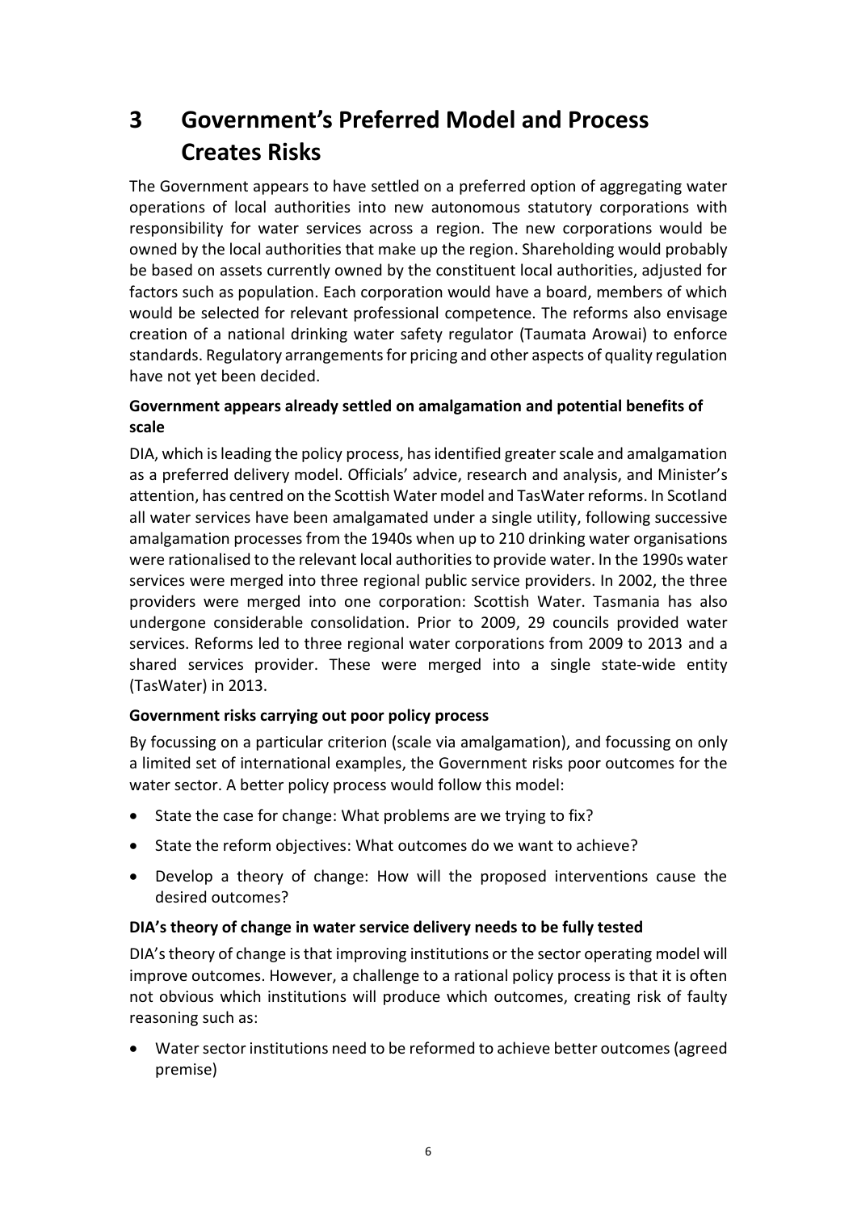# 3 Government's Preferred Model and Process Creates Risks

The Government appears to have settled on a preferred option of aggregating water operations of local authorities into new autonomous statutory corporations with responsibility for water services across a region. The new corporations would be owned by the local authorities that make up the region. Shareholding would probably be based on assets currently owned by the constituent local authorities, adjusted for factors such as population. Each corporation would have a board, members of which would be selected for relevant professional competence. The reforms also envisage creation of a national drinking water safety regulator (Taumata Arowai) to enforce standards. Regulatory arrangements for pricing and other aspects of quality regulation have not yet been decided.

**Government appears already settled on amalgamation and potential benefits of scale**

DIA, which is leading the policy process, has identified greater scale and amalgamation as a preferred delivery model. Officials' advice, research and analysis, and Minister's attention, has centred on the Scottish Water model and TasWater reforms. In Scotland all water services have been amalgamated under a single utility, following successive amalgamation processes from the 1940s when up to 210 drinking water organisations were rationalised to the relevant local authorities to provide water. In the 1990s water services were merged into three regional public service providers. In 2002, the three providers were merged into one corporation: Scottish Water. Tasmania has also undergone considerable consolidation. Prior to 2009, 29 councils provided water services. Reforms led to three regional water corporations from 2009 to 2013 and a shared services provider. These were merged into a single state-wide entity (TasWater) in 2013.

**Government risks carrying out poor policy process**

By focussing on a particular criterion (scale via amalgamation), and focussing on only a limited set of international examples, the Government risks poor outcomes for the water sector. A better policy process would follow this model:

- State the case for change: What problems are we trying to fix?
- State the reform objectives: What outcomes do we want to achieve?
- Develop a theory of change: How will the proposed interventions cause the desired outcomes?

**DIA's theory of change in water service delivery needs to be fully tested**

DIA's theory of change is that improving institutions or the sector operating model will improve outcomes. However, a challenge to a rational policy process is that it is often not obvious which institutions will produce which outcomes, creating risk of faulty reasoning such as:

- Water sector institutions need to be reformed to achieve better outcomes (agreed premise)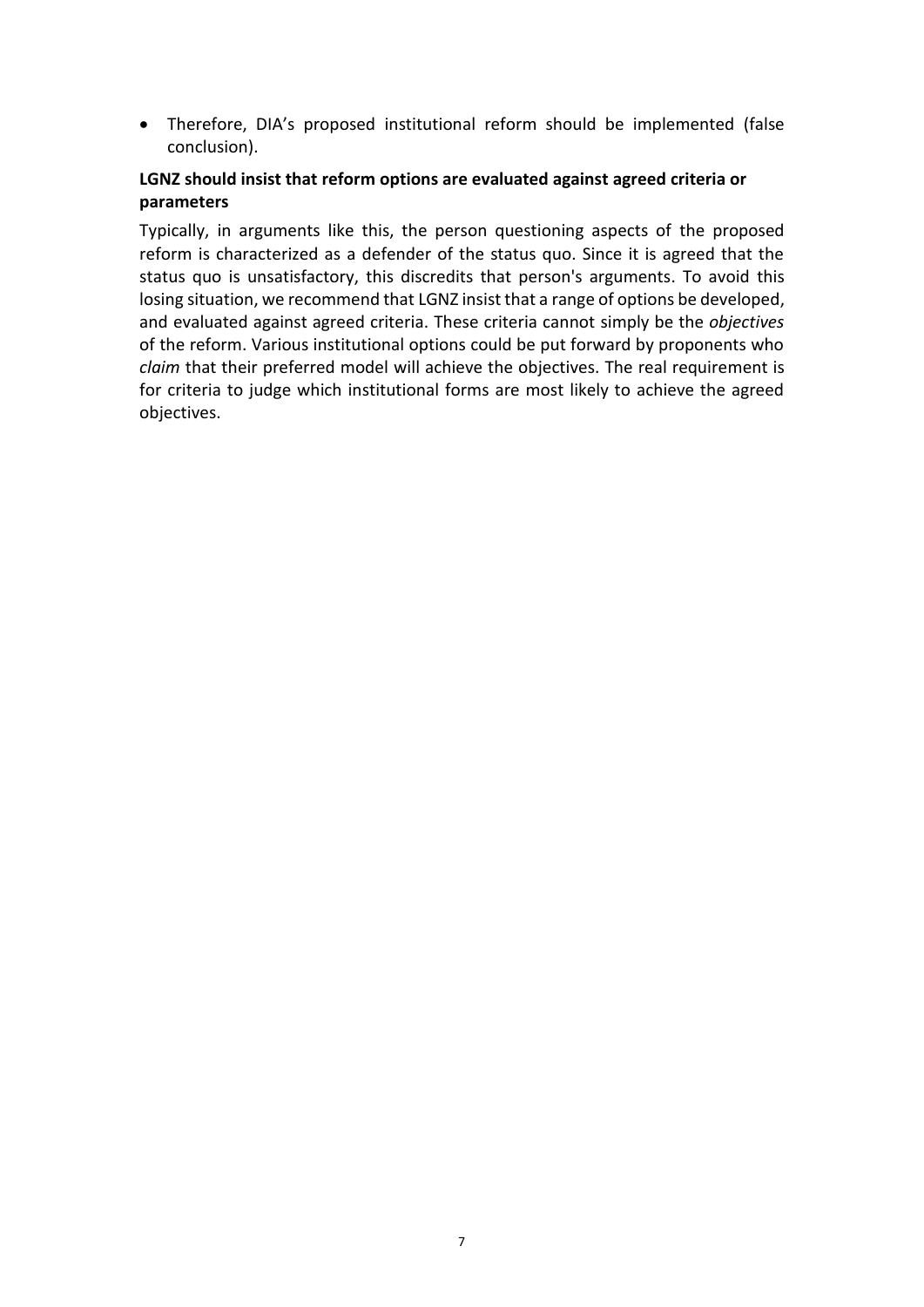- Therefore, DIA's proposed institutional reform should be implemented (false conclusion).

**LGNZ should insist that reform options are evaluated against agreed criteria or parameters**

Typically, in arguments like this, the person questioning aspects of the proposed reform is characterized as a defender of the status quo. Since it is agreed that the status quo is unsatisfactory, this discredits that person's arguments. To avoid this losing situation, we recommend that LGNZ insist that a range of options be developed, and evaluated against agreed criteria. These criteria cannot simply be the *objectives* of the reform. Various institutional options could be put forward by proponents who *claim* that their preferred model will achieve the objectives. The real requirement is for criteria to judge which institutional forms are most likely to achieve the agreed objectives.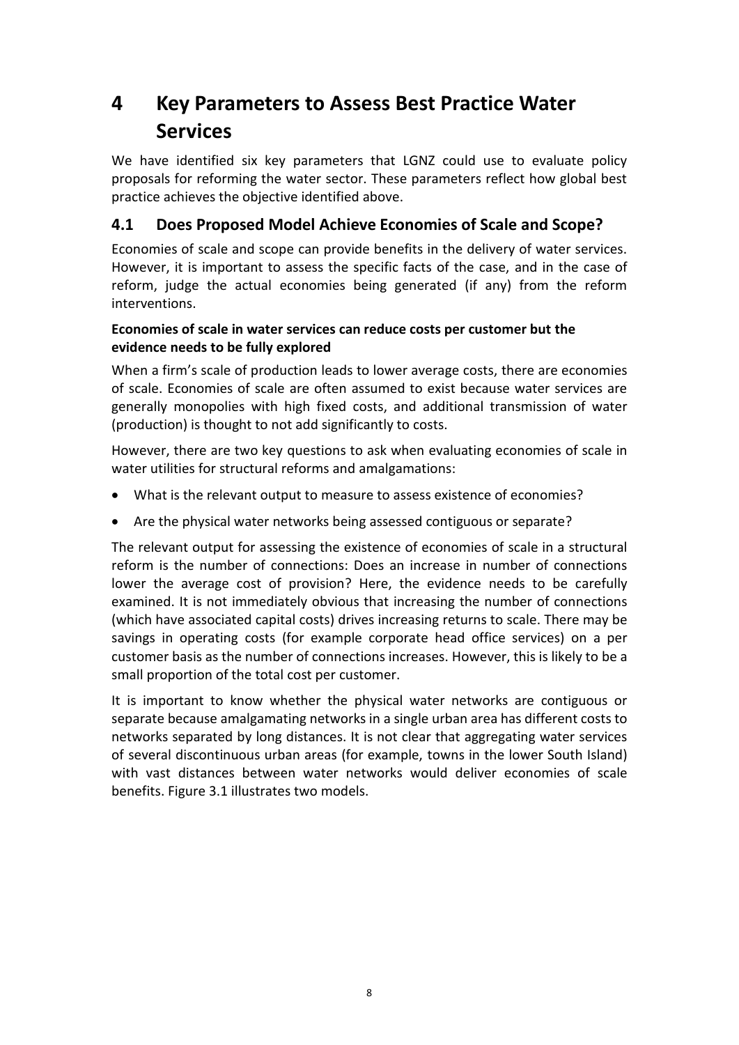# 4 Key Parameters to Assess Best Practice Water Services

We have identified six key parameters that LGNZ could use to evaluate policy proposals for reforming the water sector. These parameters reflect how global best practice achieves the objective identified above.

## 4.1 Does Proposed Model Achieve Economies of Scale and Scope?

Economies of scale and scope can provide benefits in the delivery of water services. However, it is important to assess the specific facts of the case, and in the case of reform, judge the actual economies being generated (if any) from the reform interventions.

**Economies of scale in water services can reduce costs per customer but the evidence needs to be fully explored**

When a firm's scale of production leads to lower average costs, there are economies of scale. Economies of scale are often assumed to exist because water services are generally monopolies with high fixed costs, and additional transmission of water (production) is thought to not add significantly to costs.

However, there are two key questions to ask when evaluating economies of scale in water utilities for structural reforms and amalgamations:

- What is the relevant output to measure to assess existence of economies?
- Are the physical water networks being assessed contiguous or separate?

The relevant output for assessing the existence of economies of scale in a structural reform is the number of connections: Does an increase in number of connections lower the average cost of provision? Here, the evidence needs to be carefully examined. It is not immediately obvious that increasing the number of connections (which have associated capital costs) drives increasing returns to scale. There may be savings in operating costs (for example corporate head office services) on a per customer basis as the number of connections increases. However, this is likely to be a small proportion of the total cost per customer.

It is important to know whether the physical water networks are contiguous or separate because amalgamating networks in a single urban area has different costs to networks separated by long distances. It is not clear that aggregating water services of several discontinuous urban areas (for example, towns in the lower South Island) with vast distances between water networks would deliver economies of scale benefits. Figure 3.1 illustrates two models.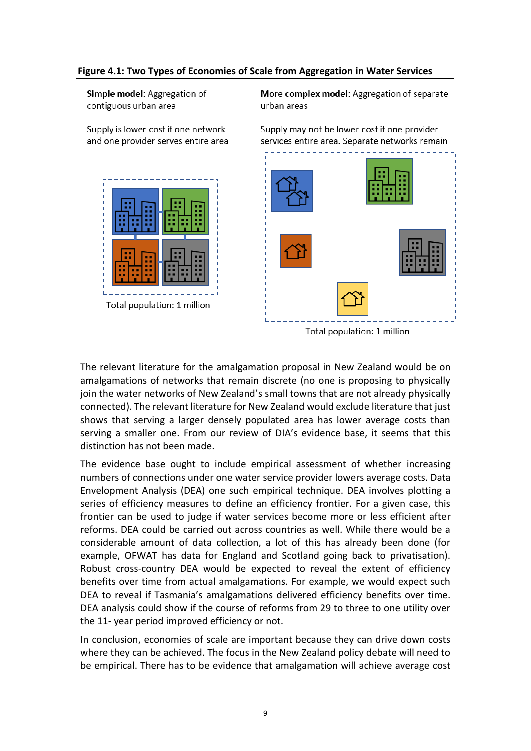**Figure 4.1: Two Types of Economies of Scale from Aggregation in Water Services**

**Simple model:** Aggregation of contiguous urban area

Supply is lower cost if one network and one provider serves entire area

Total population: 1 million

**More complex model:** Aggregation of separate urban areas

Supply may not be lower cost if one provider services entire area. Separate networks remain

Total population: 1 million

The relevant literature for the amalgamation proposal in New Zealand would be on amalgamations of networks that remain discrete (no one is proposing to physically join the water networks of New Zealand's small towns that are not already physically connected). The relevant literature for New Zealand would exclude literature that just shows that serving a larger densely populated area has lower average costs than serving a smaller one. From our review of DIA's evidence base, it seems that this distinction has not been made.

The evidence base ought to include empirical assessment of whether increasing numbers of connections under one water service provider lowers average costs. Data Envelopment Analysis (DEA) one such empirical technique. DEA involves plotting a series of efficiency measures to define an efficiency frontier. For a given case, this frontier can be used to judge if water services become more or less efficient after reforms. DEA could be carried out across countries as well. While there would be a considerable amount of data collection, a lot of this has already been done (for example, OFWAT has data for England and Scotland going back to privatisation). Robust cross-country DEA would be expected to reveal the extent of efficiency benefits over time from actual amalgamations. For example, we would expect such DEA to reveal if Tasmania's amalgamations delivered efficiency benefits over time. DEA analysis could show if the course of reforms from 29 to three to one utility over the 11- year period improved efficiency or not.

In conclusion, economies of scale are important because they can drive down costs where they can be achieved. The focus in the New Zealand policy debate will need to be empirical. There has to be evidence that amalgamation will achieve average cost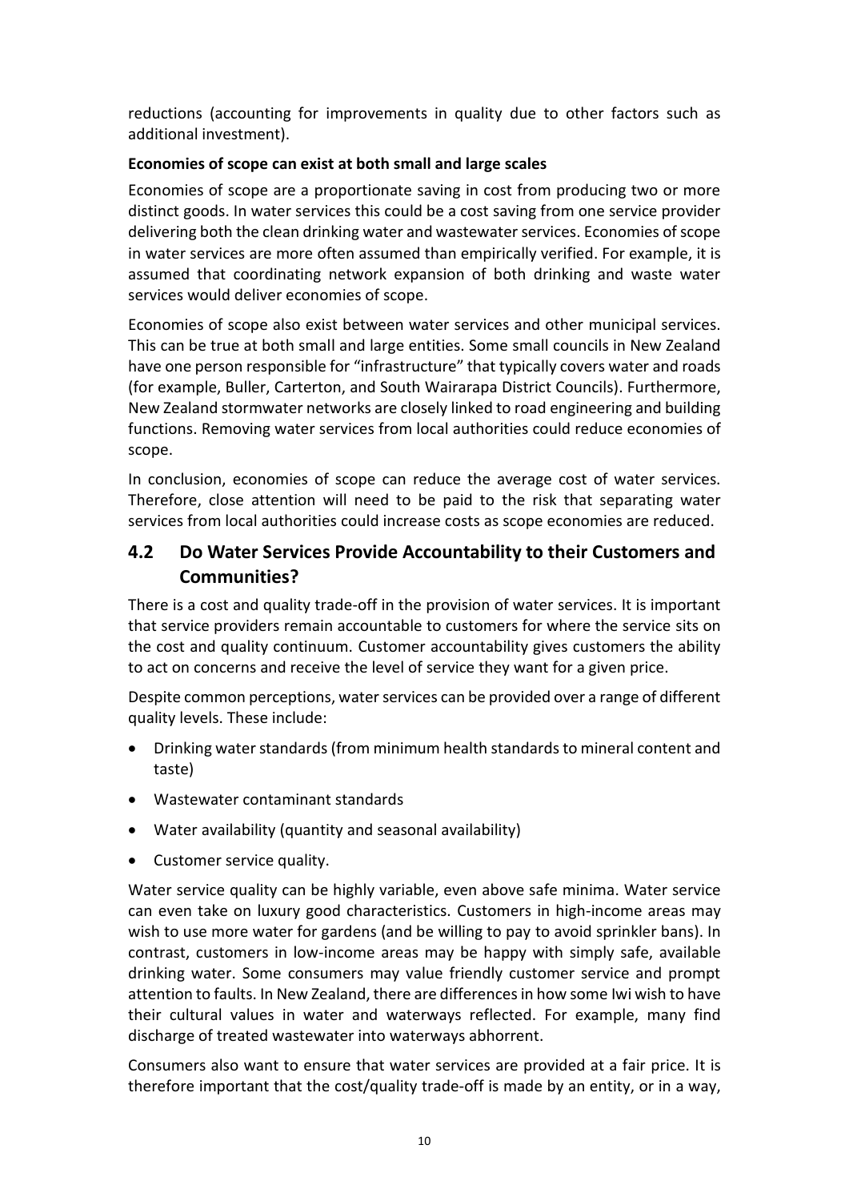reductions (accounting for improvements in quality due to other factors such as additional investment).

**Economies of scope can exist at both small and large scales**

Economies of scope are a proportionate saving in cost from producing two or more distinct goods. In water services this could be a cost saving from one service provider delivering both the clean drinking water and wastewater services. Economies of scope in water services are more often assumed than empirically verified. For example, it is assumed that coordinating network expansion of both drinking and waste water services would deliver economies of scope.

Economies of scope also exist between water services and other municipal services. This can be true at both small and large entities. Some small councils in New Zealand have one person responsible for "infrastructure" that typically covers water and roads (for example, Buller, Carterton, and South Wairarapa District Councils). Furthermore, New Zealand stormwater networks are closely linked to road engineering and building functions. Removing water services from local authorities could reduce economies of scope.

In conclusion, economies of scope can reduce the average cost of water services. Therefore, close attention will need to be paid to the risk that separating water services from local authorities could increase costs as scope economies are reduced.

## 4.2 Do Water Services Provide Accountability to their Customers and Communities?

There is a cost and quality trade-off in the provision of water services. It is important that service providers remain accountable to customers for where the service sits on the cost and quality continuum. Customer accountability gives customers the ability to act on concerns and receive the level of service they want for a given price.

Despite common perceptions, water services can be provided over a range of different quality levels. These include:

- Drinking water standards (from minimum health standards to mineral content and taste)
- Wastewater contaminant standards
- Water availability (quantity and seasonal availability)
- Customer service quality.

Water service quality can be highly variable, even above safe minima. Water service can even take on luxury good characteristics. Customers in high-income areas may wish to use more water for gardens (and be willing to pay to avoid sprinkler bans). In contrast, customers in low-income areas may be happy with simply safe, available drinking water. Some consumers may value friendly customer service and prompt attention to faults. In New Zealand, there are differences in how some Iwi wish to have their cultural values in water and waterways reflected. For example, many find discharge of treated wastewater into waterways abhorrent.

Consumers also want to ensure that water services are provided at a fair price. It is therefore important that the cost/quality trade-off is made by an entity, or in a way,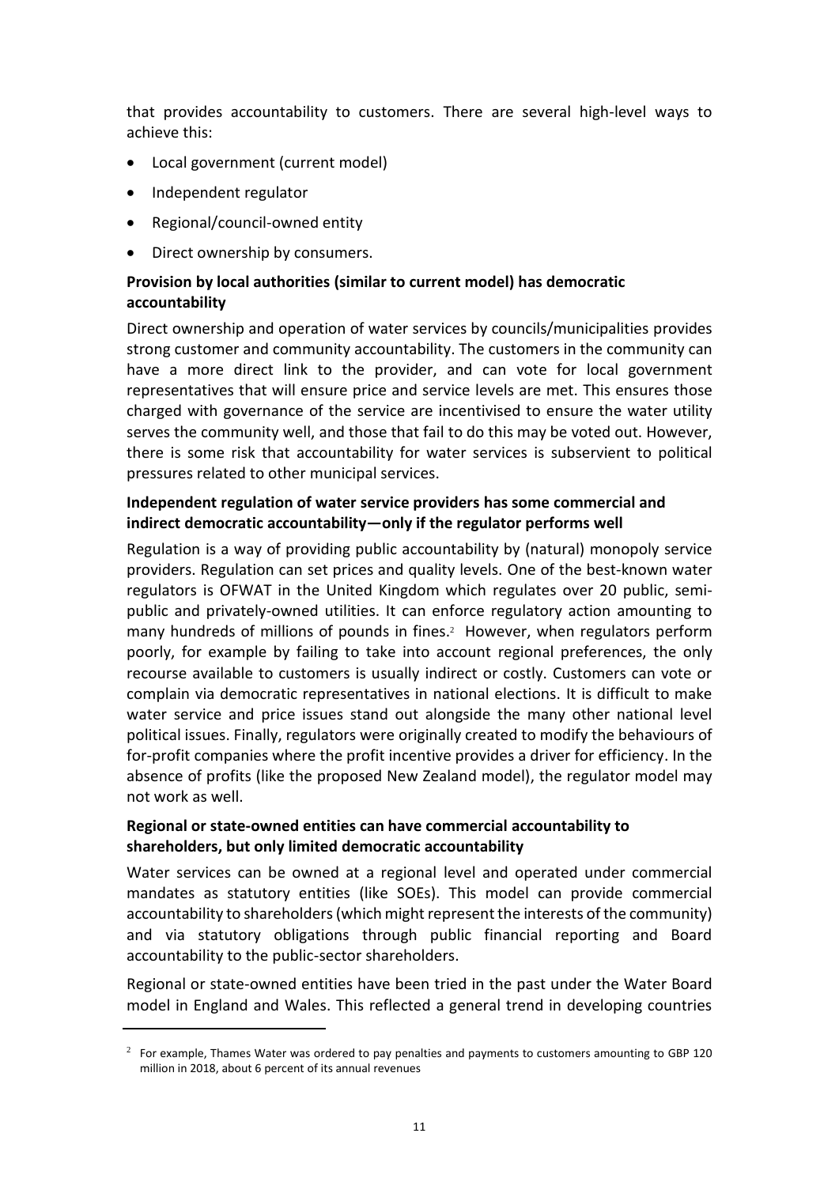that provides accountability to customers. There are several high-level ways to achieve this:

- Local government (current model)
- Independent regulator
- Regional/council-owned entity
- Direct ownership by consumers.

**Provision by local authorities (similar to current model) has democratic accountability**

Direct ownership and operation of water services by councils/municipalities provides strong customer and community accountability. The customers in the community can have a more direct link to the provider, and can vote for local government representatives that will ensure price and service levels are met. This ensures those charged with governance of the service are incentivised to ensure the water utility serves the community well, and those that fail to do this may be voted out. However, there is some risk that accountability for water services is subservient to political pressures related to other municipal services.

**Independent regulation of water service providers has some commercial and indirect democratic accountability—only if the regulator performs well**

Regulation is a way of providing public accountability by (natural) monopoly service providers. Regulation can set prices and quality levels. One of the best-known water regulators is OFWAT in the United Kingdom which regulates over 20 public, semi-public and privately-owned utilities. It can enforce regulatory action amounting to many hundreds of millions of pounds in fines.[2] However, when regulators perform poorly, for example by failing to take into account regional preferences, the only recourse available to customers is usually indirect or costly. Customers can vote or complain via democratic representatives in national elections. It is difficult to make water service and price issues stand out alongside the many other national level political issues. Finally, regulators were originally created to modify the behaviours of for-profit companies where the profit incentive provides a driver for efficiency. In the absence of profits (like the proposed New Zealand model), the regulator model may not work as well.

**Regional or state-owned entities can have commercial accountability to shareholders, but only limited democratic accountability**

Water services can be owned at a regional level and operated under commercial mandates as statutory entities (like SOEs). This model can provide commercial accountability to shareholders (which might represent the interests of the community) and via statutory obligations through public financial reporting and Board accountability to the public-sector shareholders.

Regional or state-owned entities have been tried in the past under the Water Board model in England and Wales. This reflected a general trend in developing countries

[2] For example, Thames Water was ordered to pay penalties and payments to customers amounting to GBP 120 million in 2018, about 6 percent of its annual revenues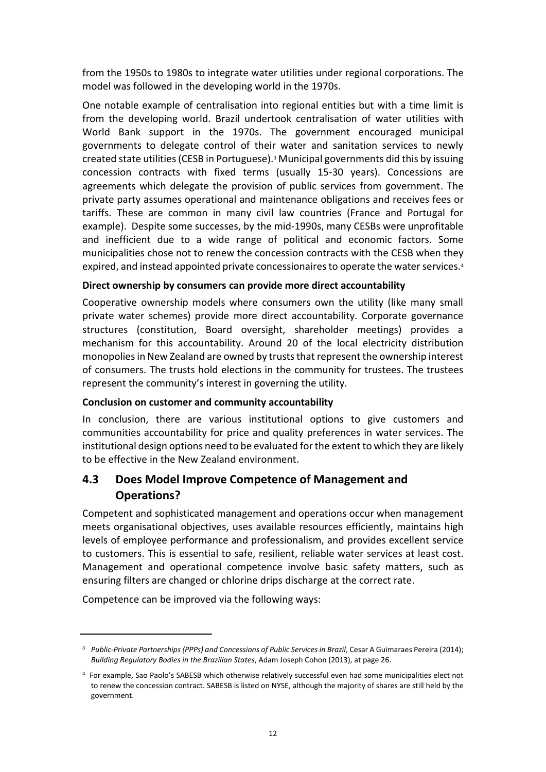from the 1950s to 1980s to integrate water utilities under regional corporations. The model was followed in the developing world in the 1970s.

One notable example of centralisation into regional entities but with a time limit is from the developing world. Brazil undertook centralisation of water utilities with World Bank support in the 1970s. The government encouraged municipal governments to delegate control of their water and sanitation services to newly created state utilities (CESB in Portuguese).[3] Municipal governments did this by issuing concession contracts with fixed terms (usually 15-30 years). Concessions are agreements which delegate the provision of public services from government. The private party assumes operational and maintenance obligations and receives fees or tariffs. These are common in many civil law countries (France and Portugal for example). Despite some successes, by the mid-1990s, many CESBs were unprofitable and inefficient due to a wide range of political and economic factors. Some municipalities chose not to renew the concession contracts with the CESB when they expired, and instead appointed private concessionaires to operate the water services.[4]

**Direct ownership by consumers can provide more direct accountability**

Cooperative ownership models where consumers own the utility (like many small private water schemes) provide more direct accountability. Corporate governance structures (constitution, Board oversight, shareholder meetings) provides a mechanism for this accountability. Around 20 of the local electricity distribution monopolies in New Zealand are owned by trusts that represent the ownership interest of consumers. The trusts hold elections in the community for trustees. The trustees represent the community's interest in governing the utility.

**Conclusion on customer and community accountability**

In conclusion, there are various institutional options to give customers and communities accountability for price and quality preferences in water services. The institutional design options need to be evaluated for the extent to which they are likely to be effective in the New Zealand environment.

## 4.3 Does Model Improve Competence of Management and Operations?

Competent and sophisticated management and operations occur when management meets organisational objectives, uses available resources efficiently, maintains high levels of employee performance and professionalism, and provides excellent service to customers. This is essential to safe, resilient, reliable water services at least cost. Management and operational competence involve basic safety matters, such as ensuring filters are changed or chlorine drips discharge at the correct rate.

Competence can be improved via the following ways:

---

[3] *Public-Private Partnerships (PPPs) and Concessions of Public Services in Brazil*, Cesar A Guimaraes Pereira (2014); *Building Regulatory Bodies in the Brazilian States*, Adam Joseph Cohon (2013), at page 26.

[4] For example, Sao Paolo's SABESB which otherwise relatively successful even had some municipalities elect not to renew the concession contract. SABESB is listed on NYSE, although the majority of shares are still held by the government.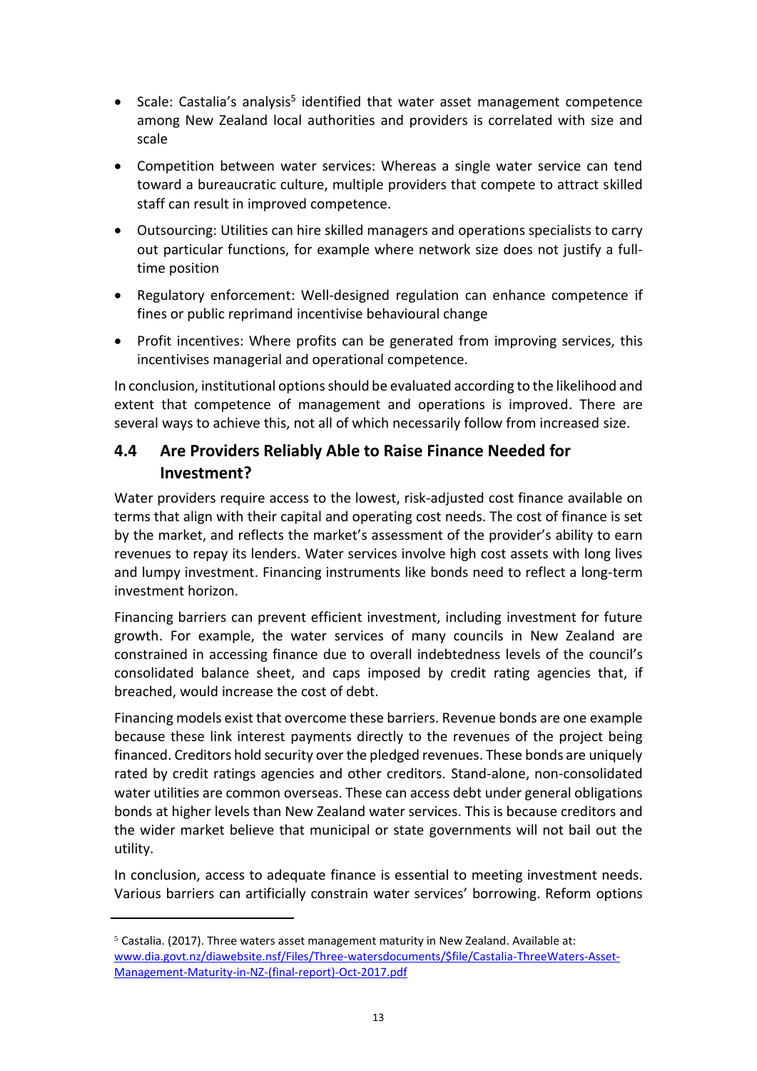- Scale: Castalia's analysis[5] identified that water asset management competence among New Zealand local authorities and providers is correlated with size and scale
- Competition between water services: Whereas a single water service can tend toward a bureaucratic culture, multiple providers that compete to attract skilled staff can result in improved competence.
- Outsourcing: Utilities can hire skilled managers and operations specialists to carry out particular functions, for example where network size does not justify a full-time position
- Regulatory enforcement: Well-designed regulation can enhance competence if fines or public reprimand incentivise behavioural change
- Profit incentives: Where profits can be generated from improving services, this incentivises managerial and operational competence.

In conclusion, institutional options should be evaluated according to the likelihood and extent that competence of management and operations is improved. There are several ways to achieve this, not all of which necessarily follow from increased size.

## 4.4 Are Providers Reliably Able to Raise Finance Needed for Investment?

Water providers require access to the lowest, risk-adjusted cost finance available on terms that align with their capital and operating cost needs. The cost of finance is set by the market, and reflects the market's assessment of the provider's ability to earn revenues to repay its lenders. Water services involve high cost assets with long lives and lumpy investment. Financing instruments like bonds need to reflect a long-term investment horizon.

Financing barriers can prevent efficient investment, including investment for future growth. For example, the water services of many councils in New Zealand are constrained in accessing finance due to overall indebtedness levels of the council's consolidated balance sheet, and caps imposed by credit rating agencies that, if breached, would increase the cost of debt.

Financing models exist that overcome these barriers. Revenue bonds are one example because these link interest payments directly to the revenues of the project being financed. Creditors hold security over the pledged revenues. These bonds are uniquely rated by credit ratings agencies and other creditors. Stand-alone, non-consolidated water utilities are common overseas. These can access debt under general obligations bonds at higher levels than New Zealand water services. This is because creditors and the wider market believe that municipal or state governments will not bail out the utility.

In conclusion, access to adequate finance is essential to meeting investment needs. Various barriers can artificially constrain water services' borrowing. Reform options

[5] Castalia. (2017). Three waters asset management maturity in New Zealand. Available at: www.dia.govt.nz/diawebsite.nsf/Files/Three-watersdocuments/$file/Castalia-ThreeWaters-Asset-Management-Maturity-in-NZ-(final-report)-Oct-2017.pdf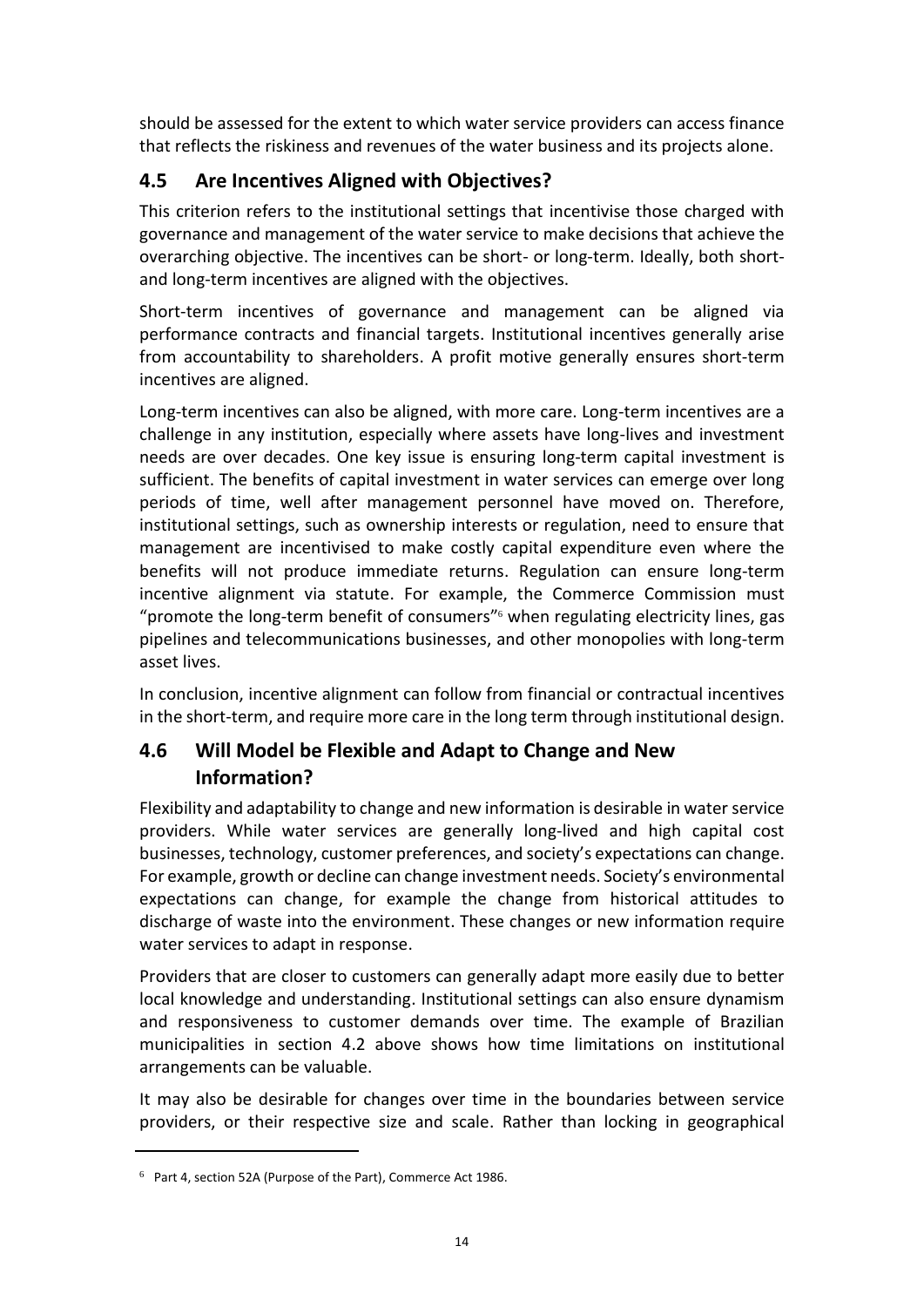should be assessed for the extent to which water service providers can access finance that reflects the riskiness and revenues of the water business and its projects alone.

## 4.5 Are Incentives Aligned with Objectives?

This criterion refers to the institutional settings that incentivise those charged with governance and management of the water service to make decisions that achieve the overarching objective. The incentives can be short- or long-term. Ideally, both short- and long-term incentives are aligned with the objectives.

Short-term incentives of governance and management can be aligned via performance contracts and financial targets. Institutional incentives generally arise from accountability to shareholders. A profit motive generally ensures short-term incentives are aligned.

Long-term incentives can also be aligned, with more care. Long-term incentives are a challenge in any institution, especially where assets have long-lives and investment needs are over decades. One key issue is ensuring long-term capital investment is sufficient. The benefits of capital investment in water services can emerge over long periods of time, well after management personnel have moved on. Therefore, institutional settings, such as ownership interests or regulation, need to ensure that management are incentivised to make costly capital expenditure even where the benefits will not produce immediate returns. Regulation can ensure long-term incentive alignment via statute. For example, the Commerce Commission must "promote the long-term benefit of consumers"[6] when regulating electricity lines, gas pipelines and telecommunications businesses, and other monopolies with long-term asset lives.

In conclusion, incentive alignment can follow from financial or contractual incentives in the short-term, and require more care in the long term through institutional design.

## 4.6 Will Model be Flexible and Adapt to Change and New Information?

Flexibility and adaptability to change and new information is desirable in water service providers. While water services are generally long-lived and high capital cost businesses, technology, customer preferences, and society's expectations can change. For example, growth or decline can change investment needs. Society's environmental expectations can change, for example the change from historical attitudes to discharge of waste into the environment. These changes or new information require water services to adapt in response.

Providers that are closer to customers can generally adapt more easily due to better local knowledge and understanding. Institutional settings can also ensure dynamism and responsiveness to customer demands over time. The example of Brazilian municipalities in section 4.2 above shows how time limitations on institutional arrangements can be valuable.

It may also be desirable for changes over time in the boundaries between service providers, or their respective size and scale. Rather than locking in geographical

---

[6] Part 4, section 52A (Purpose of the Part), Commerce Act 1986.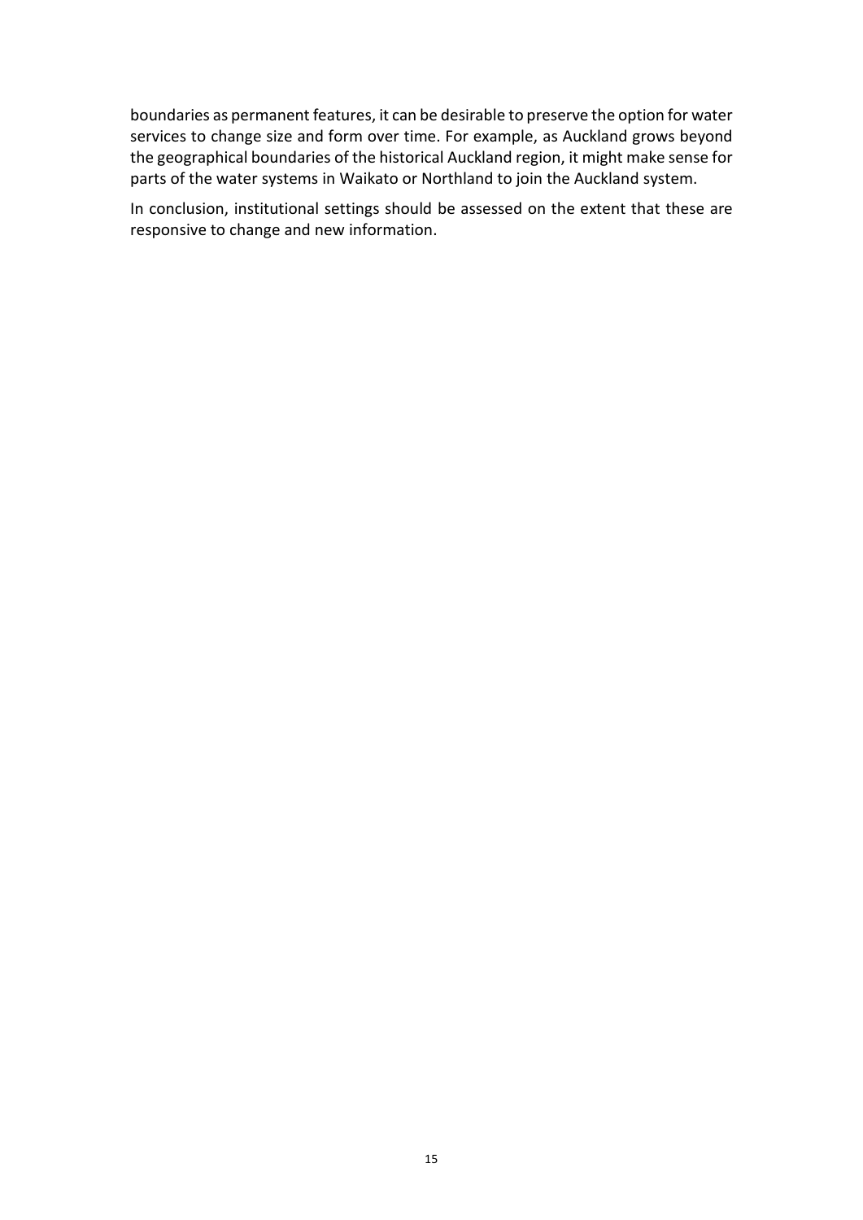boundaries as permanent features, it can be desirable to preserve the option for water services to change size and form over time. For example, as Auckland grows beyond the geographical boundaries of the historical Auckland region, it might make sense for parts of the water systems in Waikato or Northland to join the Auckland system.

In conclusion, institutional settings should be assessed on the extent that these are responsive to change and new information.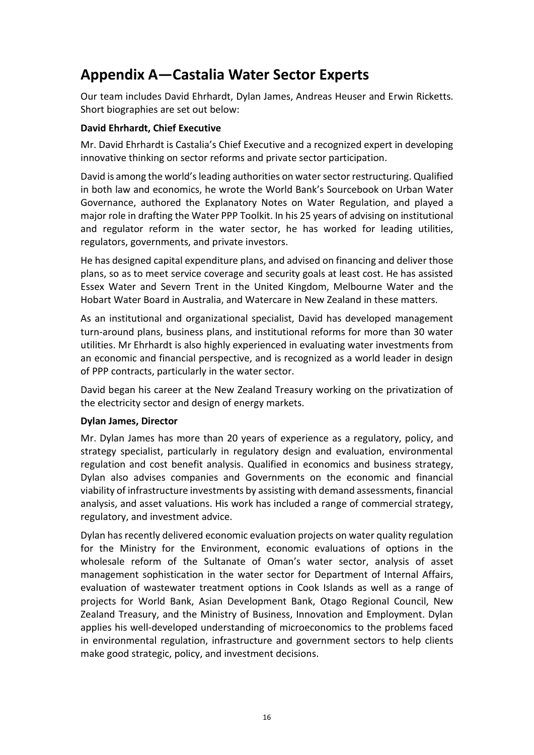## Appendix A—Castalia Water Sector Experts

Our team includes David Ehrhardt, Dylan James, Andreas Heuser and Erwin Ricketts. Short biographies are set out below:

**David Ehrhardt, Chief Executive**

Mr. David Ehrhardt is Castalia's Chief Executive and a recognized expert in developing innovative thinking on sector reforms and private sector participation.

David is among the world's leading authorities on water sector restructuring. Qualified in both law and economics, he wrote the World Bank's Sourcebook on Urban Water Governance, authored the Explanatory Notes on Water Regulation, and played a major role in drafting the Water PPP Toolkit. In his 25 years of advising on institutional and regulator reform in the water sector, he has worked for leading utilities, regulators, governments, and private investors.

He has designed capital expenditure plans, and advised on financing and deliver those plans, so as to meet service coverage and security goals at least cost. He has assisted Essex Water and Severn Trent in the United Kingdom, Melbourne Water and the Hobart Water Board in Australia, and Watercare in New Zealand in these matters.

As an institutional and organizational specialist, David has developed management turn-around plans, business plans, and institutional reforms for more than 30 water utilities. Mr Ehrhardt is also highly experienced in evaluating water investments from an economic and financial perspective, and is recognized as a world leader in design of PPP contracts, particularly in the water sector.

David began his career at the New Zealand Treasury working on the privatization of the electricity sector and design of energy markets.

**Dylan James, Director**

Mr. Dylan James has more than 20 years of experience as a regulatory, policy, and strategy specialist, particularly in regulatory design and evaluation, environmental regulation and cost benefit analysis. Qualified in economics and business strategy, Dylan also advises companies and Governments on the economic and financial viability of infrastructure investments by assisting with demand assessments, financial analysis, and asset valuations. His work has included a range of commercial strategy, regulatory, and investment advice.

Dylan has recently delivered economic evaluation projects on water quality regulation for the Ministry for the Environment, economic evaluations of options in the wholesale reform of the Sultanate of Oman's water sector, analysis of asset management sophistication in the water sector for Department of Internal Affairs, evaluation of wastewater treatment options in Cook Islands as well as a range of projects for World Bank, Asian Development Bank, Otago Regional Council, New Zealand Treasury, and the Ministry of Business, Innovation and Employment. Dylan applies his well-developed understanding of microeconomics to the problems faced in environmental regulation, infrastructure and government sectors to help clients make good strategic, policy, and investment decisions.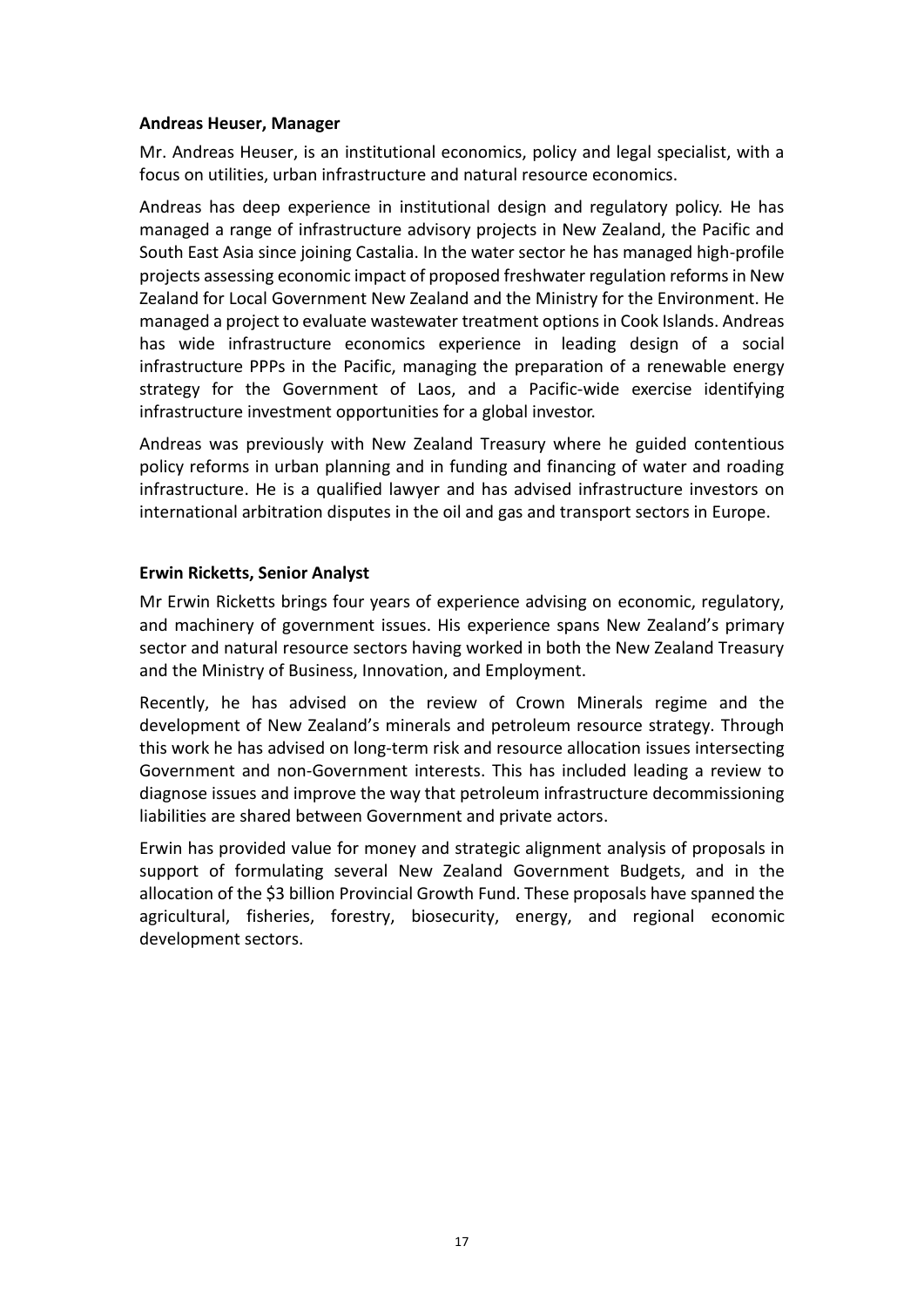**Andreas Heuser, Manager**

Mr. Andreas Heuser, is an institutional economics, policy and legal specialist, with a focus on utilities, urban infrastructure and natural resource economics.

Andreas has deep experience in institutional design and regulatory policy. He has managed a range of infrastructure advisory projects in New Zealand, the Pacific and South East Asia since joining Castalia. In the water sector he has managed high-profile projects assessing economic impact of proposed freshwater regulation reforms in New Zealand for Local Government New Zealand and the Ministry for the Environment. He managed a project to evaluate wastewater treatment options in Cook Islands. Andreas has wide infrastructure economics experience in leading design of a social infrastructure PPPs in the Pacific, managing the preparation of a renewable energy strategy for the Government of Laos, and a Pacific-wide exercise identifying infrastructure investment opportunities for a global investor.

Andreas was previously with New Zealand Treasury where he guided contentious policy reforms in urban planning and in funding and financing of water and roading infrastructure. He is a qualified lawyer and has advised infrastructure investors on international arbitration disputes in the oil and gas and transport sectors in Europe.

**Erwin Ricketts, Senior Analyst**

Mr Erwin Ricketts brings four years of experience advising on economic, regulatory, and machinery of government issues. His experience spans New Zealand's primary sector and natural resource sectors having worked in both the New Zealand Treasury and the Ministry of Business, Innovation, and Employment.

Recently, he has advised on the review of Crown Minerals regime and the development of New Zealand's minerals and petroleum resource strategy. Through this work he has advised on long-term risk and resource allocation issues intersecting Government and non-Government interests. This has included leading a review to diagnose issues and improve the way that petroleum infrastructure decommissioning liabilities are shared between Government and private actors.

Erwin has provided value for money and strategic alignment analysis of proposals in support of formulating several New Zealand Government Budgets, and in the allocation of the $3 billion Provincial Growth Fund. These proposals have spanned the agricultural, fisheries, forestry, biosecurity, energy, and regional economic development sectors.